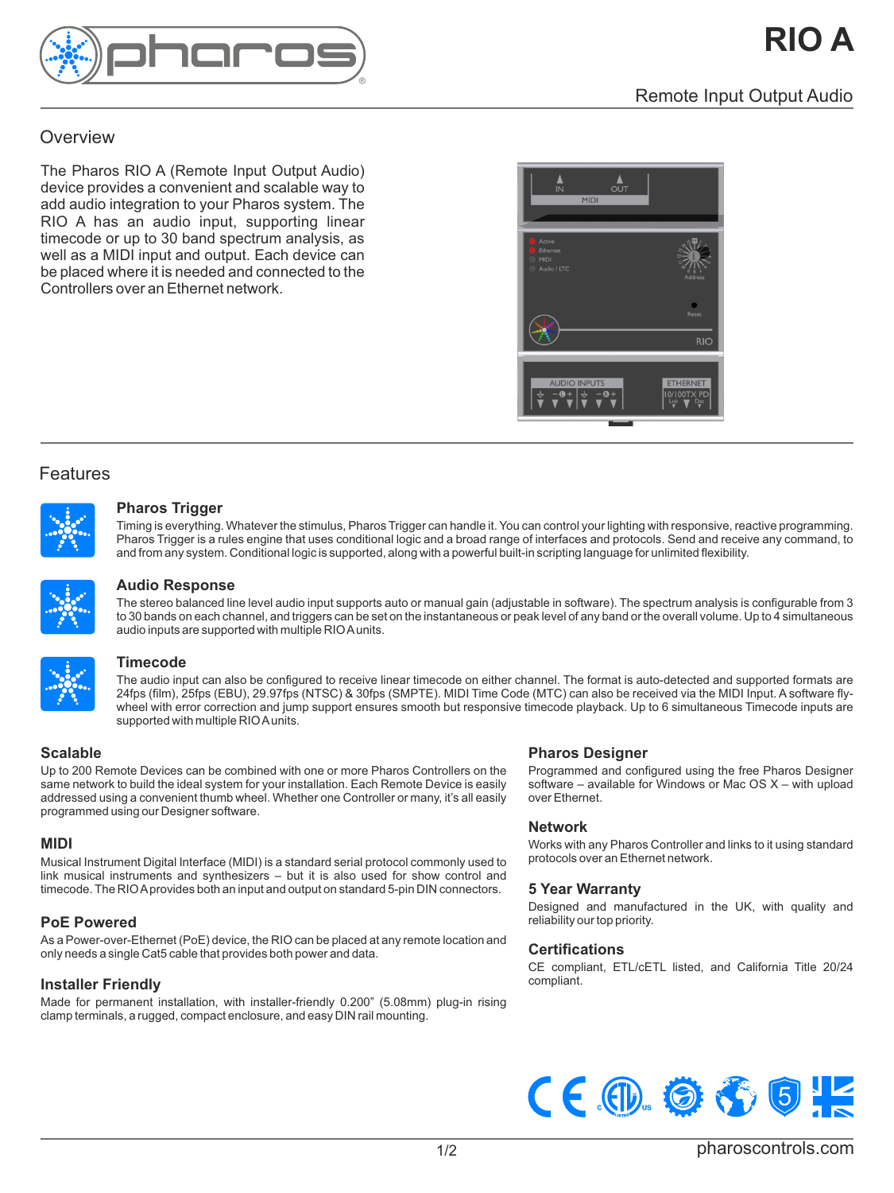# RIO A

Remote Input Output Audio

## Overview

The Pharos RIO A (Remote Input Output Audio) device provides a convenient and scalable way to add audio integration to your Pharos system. The RIO A has an audio input, supporting linear timecode or up to 30 band spectrum analysis, as well as a MIDI input and output. Each device can be placed where it is needed and connected to the Controllers over an Ethernet network.

## Features

### Pharos Trigger

Timing is everything. Whatever the stimulus, Pharos Trigger can handle it. You can control your lighting with responsive, reactive programming. Pharos Trigger is a rules engine that uses conditional logic and a broad range of interfaces and protocols. Send and receive any command, to and from any system. Conditional logic is supported, along with a powerful built-in scripting language for unlimited flexibility.

### Audio Response

The stereo balanced line level audio input supports auto or manual gain (adjustable in software). The spectrum analysis is configurable from 3 to 30 bands on each channel, and triggers can be set on the instantaneous or peak level of any band or the overall volume. Up to 4 simultaneous audio inputs are supported with multiple RIO A units.

### Timecode

The audio input can also be configured to receive linear timecode on either channel. The format is auto-detected and supported formats are 24fps (film), 25fps (EBU), 29.97fps (NTSC) & 30fps (SMPTE). MIDI Time Code (MTC) can also be received via the MIDI Input. A software fly-wheel with error correction and jump support ensures smooth but responsive timecode playback. Up to 6 simultaneous Timecode inputs are supported with multiple RIO A units.

### Scalable

Up to 200 Remote Devices can be combined with one or more Pharos Controllers on the same network to build the ideal system for your installation. Each Remote Device is easily addressed using a convenient thumb wheel. Whether one Controller or many, it's all easily programmed using our Designer software.

### MIDI

Musical Instrument Digital Interface (MIDI) is a standard serial protocol commonly used to link musical instruments and synthesizers – but it is also used for show control and timecode. The RIO A provides both an input and output on standard 5-pin DIN connectors.

### PoE Powered

As a Power-over-Ethernet (PoE) device, the RIO can be placed at any remote location and only needs a single Cat5 cable that provides both power and data.

### Installer Friendly

Made for permanent installation, with installer-friendly 0.200" (5.08mm) plug-in rising clamp terminals, a rugged, compact enclosure, and easy DIN rail mounting.

### Pharos Designer

Programmed and configured using the free Pharos Designer software – available for Windows or Mac OS X – with upload over Ethernet.

### Network

Works with any Pharos Controller and links to it using standard protocols over an Ethernet network.

### 5 Year Warranty

Designed and manufactured in the UK, with quality and reliability our top priority.

### Certifications

CE compliant, ETL/cETL listed, and California Title 20/24 compliant.

pharoscontrols.com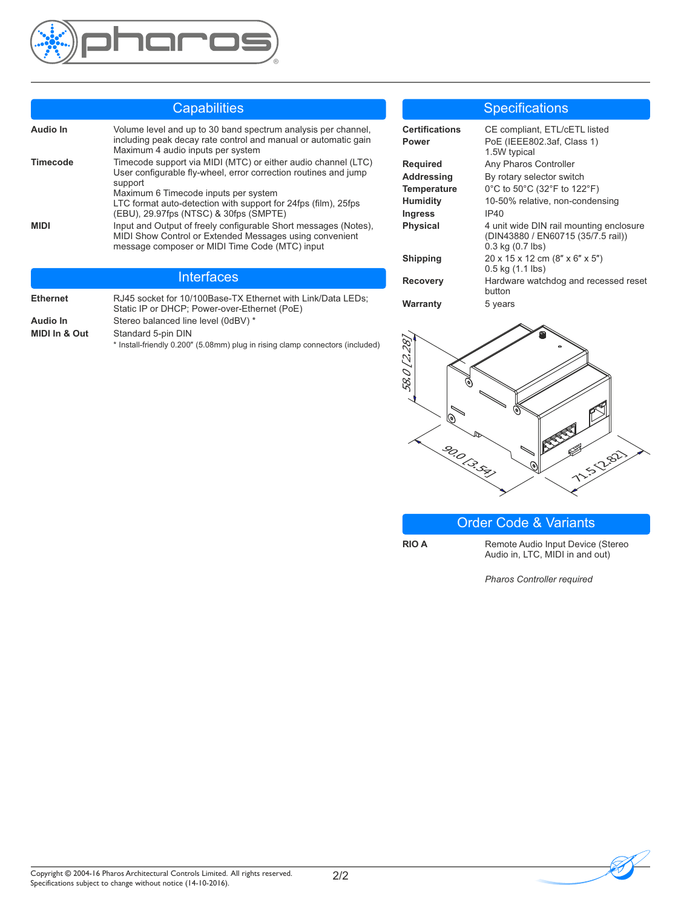## Capabilities

| | |
|---|---|
| **Audio In** | Volume level and up to 30 band spectrum analysis per channel, including peak decay rate control and manual or automatic gain<br>Maximum 4 audio inputs per system |
| **Timecode** | Timecode support via MIDI (MTC) or either audio channel (LTC)<br>User configurable fly-wheel, error correction routines and jump support<br>Maximum 6 Timecode inputs per system<br>LTC format auto-detection with support for 24fps (film), 25fps (EBU), 29.97fps (NTSC) & 30fps (SMPTE) |
| **MIDI** | Input and Output of freely configurable Short messages (Notes), MIDI Show Control or Extended Messages using convenient message composer or MIDI Time Code (MTC) input |

## Interfaces

| | |
|---|---|
| **Ethernet** | RJ45 socket for 10/100Base-TX Ethernet with Link/Data LEDs; Static IP or DHCP; Power-over-Ethernet (PoE) |
| **Audio In** | Stereo balanced line level (0dBV) * |
| **MIDI In & Out** | Standard 5-pin DIN |

* Install-friendly 0.200" (5.08mm) plug in rising clamp connectors (included)

## Specifications

| | |
|---|---|
| **Certifications** | CE compliant, ETL/cETL listed |
| **Power** | PoE (IEEE802.3af, Class 1)<br>1.5W typical |
| **Required** | Any Pharos Controller |
| **Addressing** | By rotary selector switch |
| **Temperature** | 0°C to 50°C (32°F to 122°F) |
| **Humidity** | 10-50% relative, non-condensing |
| **Ingress** | IP40 |
| **Physical** | 4 unit wide DIN rail mounting enclosure (DIN43880 / EN60715 (35/7.5 rail))<br>0.3 kg (0.7 lbs) |
| **Shipping** | 20 x 15 x 12 cm (8" x 6" x 5")<br>0.5 kg (1.1 lbs) |
| **Recovery** | Hardware watchdog and recessed reset button |
| **Warranty** | 5 years |

58.0 [2.28]
90.0 [3.54]
71.5 [2.82]

## Order Code & Variants

| | |
|---|---|
| **RIO A** | Remote Audio Input Device (Stereo Audio in, LTC, MIDI in and out) |

*Pharos Controller required*

Copyright © 2004-16 Pharos Architectural Controls Limited. All rights reserved.
Specifications subject to change without notice (14-10-2016).